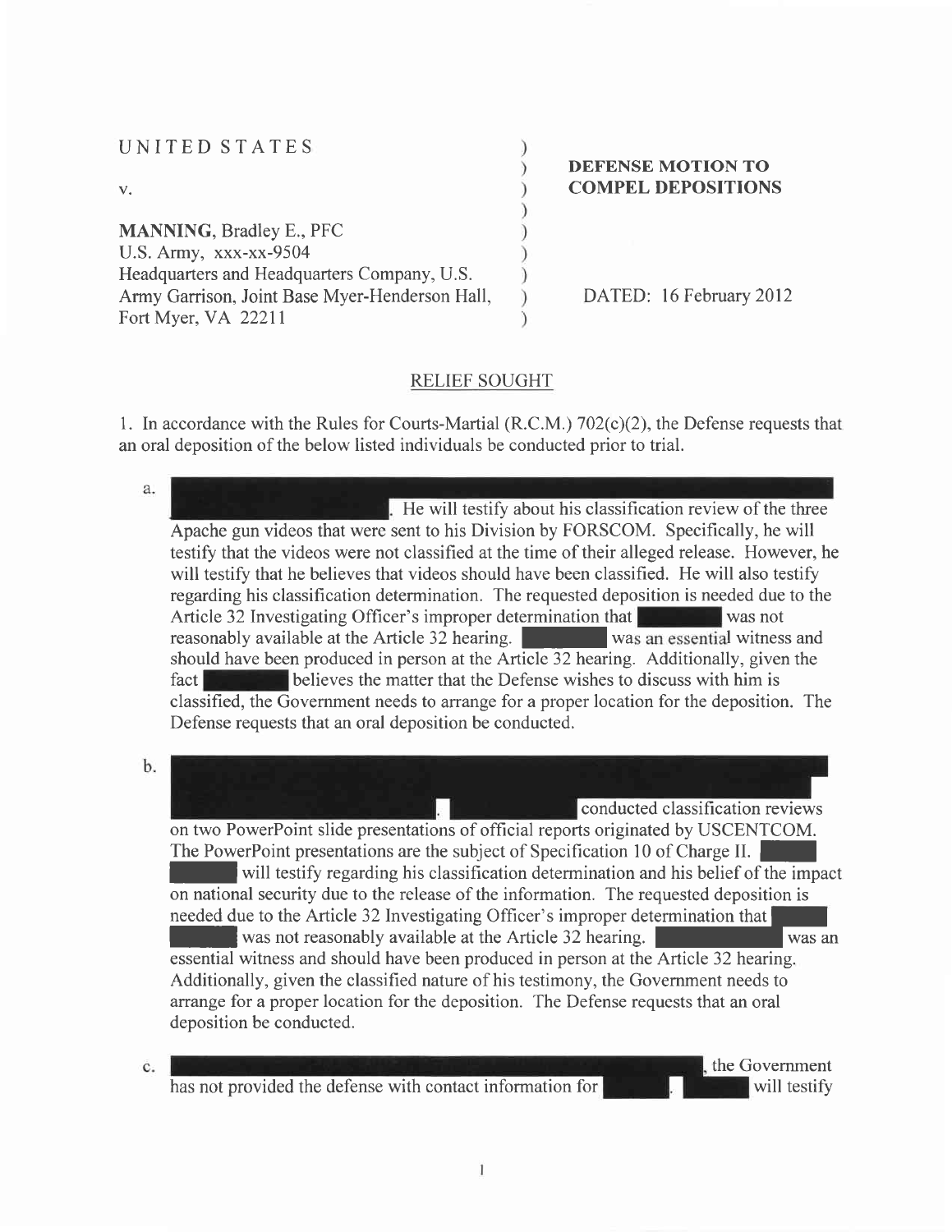UNITED STATES

v.

**MANNING**, Bradley E., PFC
U.S. Army, xxx-xx-9504
Headquarters and Headquarters Company, U.S.
Army Garrison, Joint Base Myer-Henderson Hall,
Fort Myer, VA 22211

**DEFENSE MOTION TO COMPEL DEPOSITIONS**

DATED: 16 February 2012

## RELIEF SOUGHT

1. In accordance with the Rules for Courts-Martial (R.C.M.) 702(c)(2), the Defense requests that an oral deposition of the below listed individuals be conducted prior to trial.

a. [REDACTED]. He will testify about his classification review of the three Apache gun videos that were sent to his Division by FORSCOM. Specifically, he will testify that the videos were not classified at the time of their alleged release. However, he will testify that he believes that videos should have been classified. He will also testify regarding his classification determination. The requested deposition is needed due to the Article 32 Investigating Officer's improper determination that [REDACTED] was not reasonably available at the Article 32 hearing. [REDACTED] was an essential witness and should have been produced in person at the Article 32 hearing. Additionally, given the fact [REDACTED] believes the matter that the Defense wishes to discuss with him is classified, the Government needs to arrange for a proper location for the deposition. The Defense requests that an oral deposition be conducted.

b. [REDACTED]. [REDACTED] conducted classification reviews on two PowerPoint slide presentations of official reports originated by USCENTCOM. The PowerPoint presentations are the subject of Specification 10 of Charge II. [REDACTED] will testify regarding his classification determination and his belief of the impact on national security due to the release of the information. The requested deposition is needed due to the Article 32 Investigating Officer's improper determination that [REDACTED] was not reasonably available at the Article 32 hearing. [REDACTED] was an essential witness and should have been produced in person at the Article 32 hearing. Additionally, given the classified nature of his testimony, the Government needs to arrange for a proper location for the deposition. The Defense requests that an oral deposition be conducted.

c. [REDACTED], the Government has not provided the defense with contact information for [REDACTED]. [REDACTED] will testify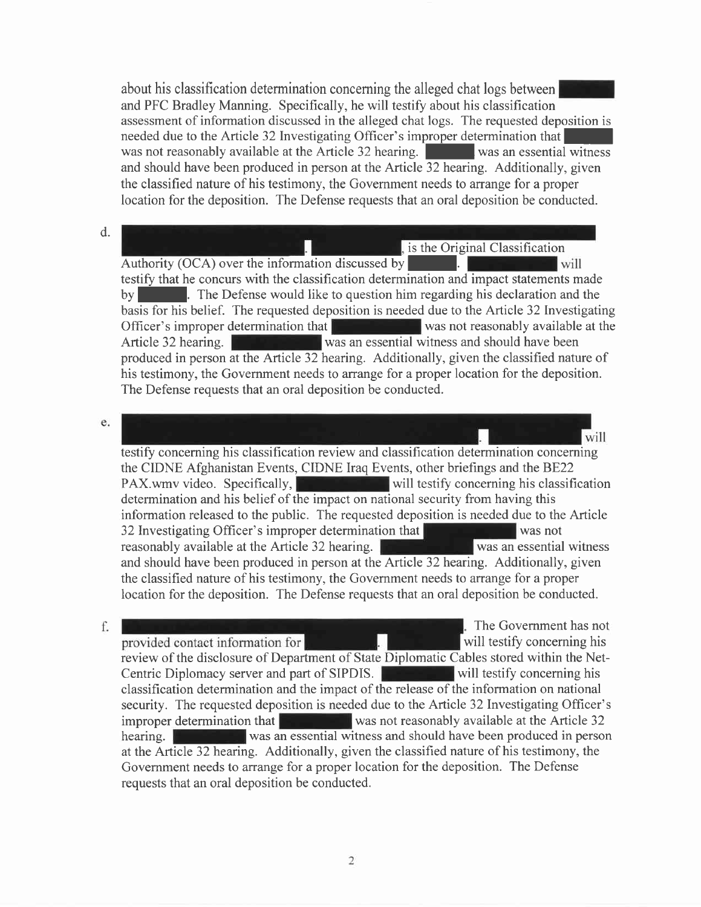about his classification determination concerning the alleged chat logs between [REDACTED] and PFC Bradley Manning. Specifically, he will testify about his classification assessment of information discussed in the alleged chat logs. The requested deposition is needed due to the Article 32 Investigating Officer's improper determination that [REDACTED] was not reasonably available at the Article 32 hearing. [REDACTED] was an essential witness and should have been produced in person at the Article 32 hearing. Additionally, given the classified nature of his testimony, the Government needs to arrange for a proper location for the deposition. The Defense requests that an oral deposition be conducted.

d. [REDACTED]. [REDACTED], is the Original Classification Authority (OCA) over the information discussed by [REDACTED]. [REDACTED] will testify that he concurs with the classification determination and impact statements made by [REDACTED]. The Defense would like to question him regarding his declaration and the basis for his belief. The requested deposition is needed due to the Article 32 Investigating Officer's improper determination that [REDACTED] was not reasonably available at the Article 32 hearing. [REDACTED] was an essential witness and should have been produced in person at the Article 32 hearing. Additionally, given the classified nature of his testimony, the Government needs to arrange for a proper location for the deposition. The Defense requests that an oral deposition be conducted.

e. [REDACTED]. [REDACTED] will testify concerning his classification review and classification determination concerning the CIDNE Afghanistan Events, CIDNE Iraq Events, other briefings and the BE22 PAX.wmv video. Specifically, [REDACTED] will testify concerning his classification determination and his belief of the impact on national security from having this information released to the public. The requested deposition is needed due to the Article 32 Investigating Officer's improper determination that [REDACTED] was not reasonably available at the Article 32 hearing. [REDACTED] was an essential witness and should have been produced in person at the Article 32 hearing. Additionally, given the classified nature of his testimony, the Government needs to arrange for a proper location for the deposition. The Defense requests that an oral deposition be conducted.

f. [REDACTED]. The Government has not provided contact information for [REDACTED]. [REDACTED] will testify concerning his review of the disclosure of Department of State Diplomatic Cables stored within the Net-Centric Diplomacy server and part of SIPDIS. [REDACTED] will testify concerning his classification determination and the impact of the release of the information on national security. The requested deposition is needed due to the Article 32 Investigating Officer's improper determination that [REDACTED] was not reasonably available at the Article 32 hearing. [REDACTED] was an essential witness and should have been produced in person at the Article 32 hearing. Additionally, given the classified nature of his testimony, the Government needs to arrange for a proper location for the deposition. The Defense requests that an oral deposition be conducted.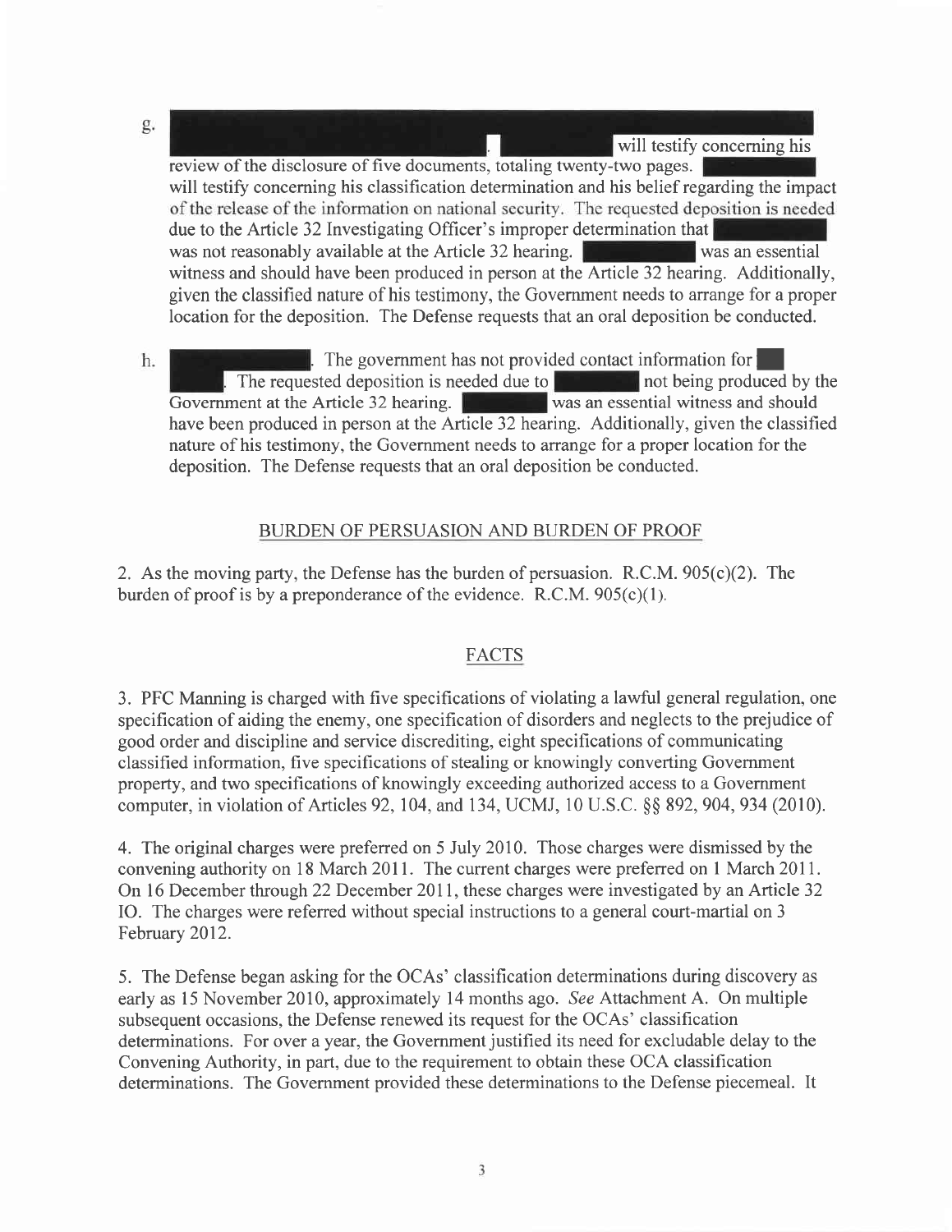g. [REDACTED]. [REDACTED] will testify concerning his review of the disclosure of five documents, totaling twenty-two pages. [REDACTED] will testify concerning his classification determination and his belief regarding the impact of the release of the information on national security. The requested deposition is needed due to the Article 32 Investigating Officer's improper determination that [REDACTED] was not reasonably available at the Article 32 hearing. [REDACTED] was an essential witness and should have been produced in person at the Article 32 hearing. Additionally, given the classified nature of his testimony, the Government needs to arrange for a proper location for the deposition. The Defense requests that an oral deposition be conducted.

h. [REDACTED]. The government has not provided contact information for [REDACTED]. The requested deposition is needed due to [REDACTED] not being produced by the Government at the Article 32 hearing. [REDACTED] was an essential witness and should have been produced in person at the Article 32 hearing. Additionally, given the classified nature of his testimony, the Government needs to arrange for a proper location for the deposition. The Defense requests that an oral deposition be conducted.

## BURDEN OF PERSUASION AND BURDEN OF PROOF

2. As the moving party, the Defense has the burden of persuasion. R.C.M. 905(c)(2). The burden of proof is by a preponderance of the evidence. R.C.M. 905(c)(1).

## FACTS

3. PFC Manning is charged with five specifications of violating a lawful general regulation, one specification of aiding the enemy, one specification of disorders and neglects to the prejudice of good order and discipline and service discrediting, eight specifications of communicating classified information, five specifications of stealing or knowingly converting Government property, and two specifications of knowingly exceeding authorized access to a Government computer, in violation of Articles 92, 104, and 134, UCMJ, 10 U.S.C. §§ 892, 904, 934 (2010).

4. The original charges were preferred on 5 July 2010. Those charges were dismissed by the convening authority on 18 March 2011. The current charges were preferred on 1 March 2011. On 16 December through 22 December 2011, these charges were investigated by an Article 32 IO. The charges were referred without special instructions to a general court-martial on 3 February 2012.

5. The Defense began asking for the OCAs' classification determinations during discovery as early as 15 November 2010, approximately 14 months ago. *See* Attachment A. On multiple subsequent occasions, the Defense renewed its request for the OCAs' classification determinations. For over a year, the Government justified its need for excludable delay to the Convening Authority, in part, due to the requirement to obtain these OCA classification determinations. The Government provided these determinations to the Defense piecemeal. It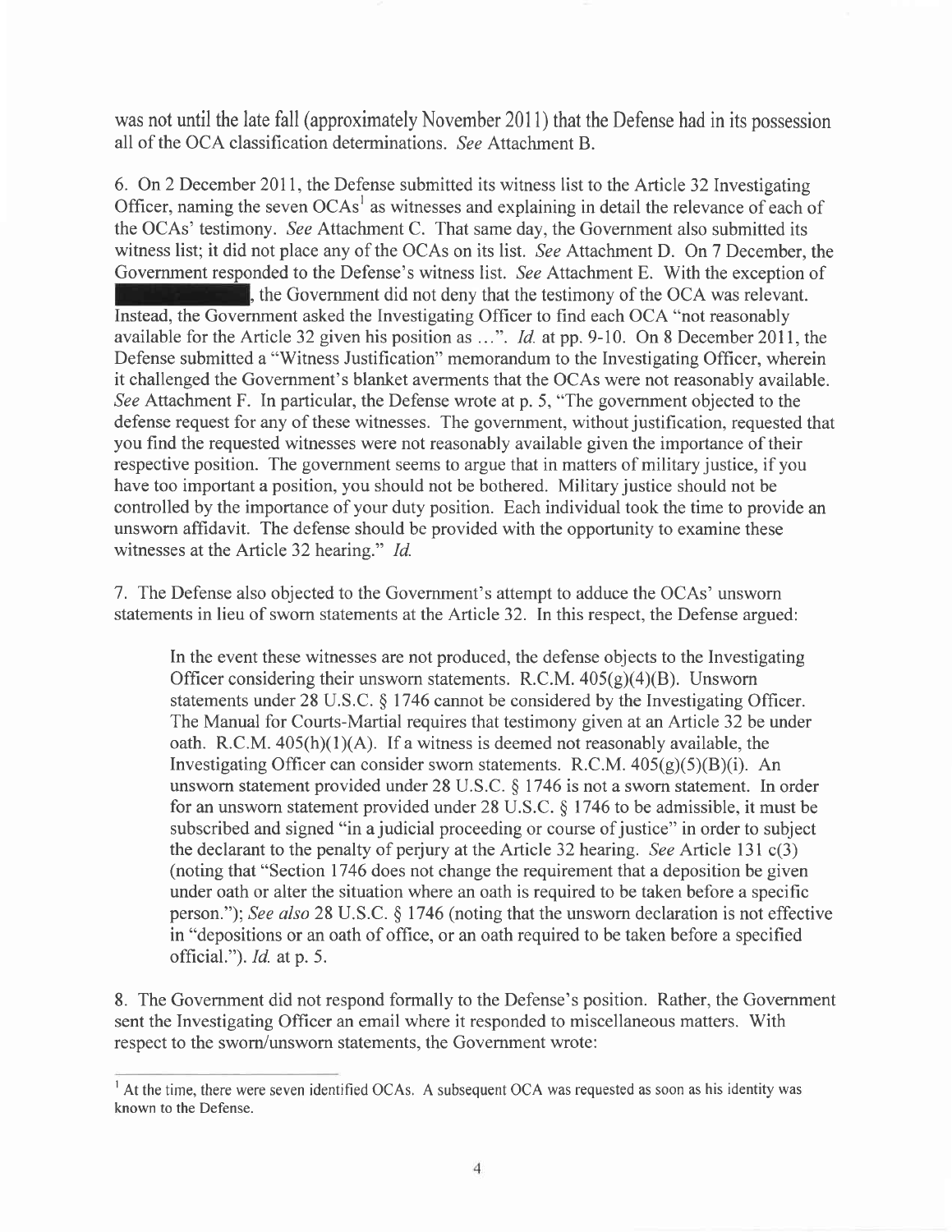was not until the late fall (approximately November 2011) that the Defense had in its possession all of the OCA classification determinations. *See* Attachment B.

6. On 2 December 2011, the Defense submitted its witness list to the Article 32 Investigating Officer, naming the seven OCAs[1] as witnesses and explaining in detail the relevance of each of the OCAs' testimony. *See* Attachment C. That same day, the Government also submitted its witness list; it did not place any of the OCAs on its list. *See* Attachment D. On 7 December, the Government responded to the Defense's witness list. *See* Attachment E. With the exception of [REDACTED], the Government did not deny that the testimony of the OCA was relevant. Instead, the Government asked the Investigating Officer to find each OCA "not reasonably available for the Article 32 given his position as ...". *Id.* at pp. 9-10. On 8 December 2011, the Defense submitted a "Witness Justification" memorandum to the Investigating Officer, wherein it challenged the Government's blanket averments that the OCAs were not reasonably available. *See* Attachment F. In particular, the Defense wrote at p. 5, "The government objected to the defense request for any of these witnesses. The government, without justification, requested that you find the requested witnesses were not reasonably available given the importance of their respective position. The government seems to argue that in matters of military justice, if you have too important a position, you should not be bothered. Military justice should not be controlled by the importance of your duty position. Each individual took the time to provide an unsworn affidavit. The defense should be provided with the opportunity to examine these witnesses at the Article 32 hearing." *Id.*

7. The Defense also objected to the Government's attempt to adduce the OCAs' unsworn statements in lieu of sworn statements at the Article 32. In this respect, the Defense argued:

> In the event these witnesses are not produced, the defense objects to the Investigating Officer considering their unsworn statements. R.C.M. 405(g)(4)(B). Unsworn statements under 28 U.S.C. § 1746 cannot be considered by the Investigating Officer. The Manual for Courts-Martial requires that testimony given at an Article 32 be under oath. R.C.M. 405(h)(1)(A). If a witness is deemed not reasonably available, the Investigating Officer can consider sworn statements. R.C.M. 405(g)(5)(B)(i). An unsworn statement provided under 28 U.S.C. § 1746 is not a sworn statement. In order for an unsworn statement provided under 28 U.S.C. § 1746 to be admissible, it must be subscribed and signed "in a judicial proceeding or course of justice" in order to subject the declarant to the penalty of perjury at the Article 32 hearing. *See* Article 131 c(3) (noting that "Section 1746 does not change the requirement that a deposition be given under oath or alter the situation where an oath is required to be taken before a specific person."); *See also* 28 U.S.C. § 1746 (noting that the unsworn declaration is not effective in "depositions or an oath of office, or an oath required to be taken before a specified official."). *Id.* at p. 5.

8. The Government did not respond formally to the Defense's position. Rather, the Government sent the Investigating Officer an email where it responded to miscellaneous matters. With respect to the sworn/unsworn statements, the Government wrote:

[1] At the time, there were seven identified OCAs. A subsequent OCA was requested as soon as his identity was known to the Defense.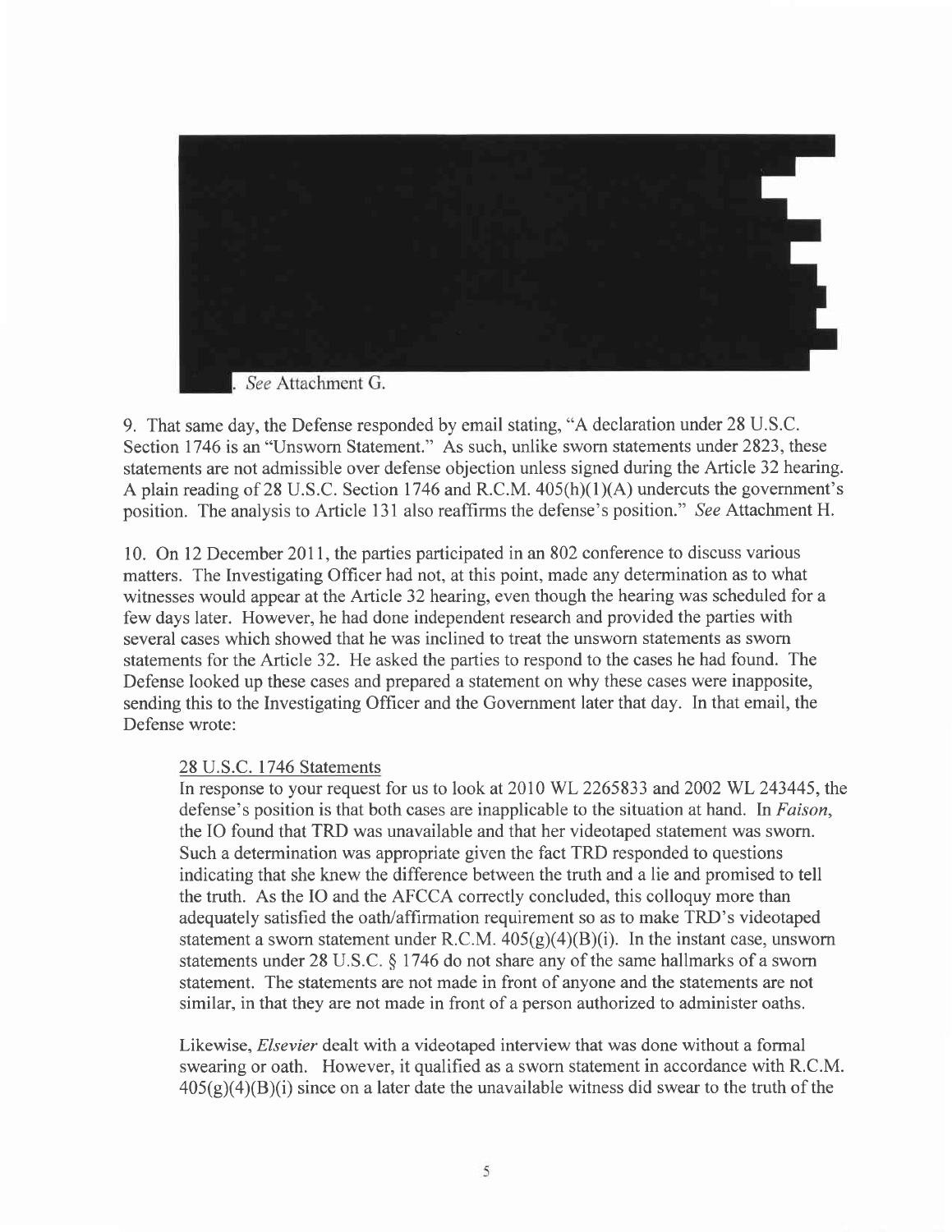. *See* Attachment G.

9. That same day, the Defense responded by email stating, "A declaration under 28 U.S.C. Section 1746 is an "Unsworn Statement." As such, unlike sworn statements under 2823, these statements are not admissible over defense objection unless signed during the Article 32 hearing. A plain reading of 28 U.S.C. Section 1746 and R.C.M. 405(h)(1)(A) undercuts the government's position. The analysis to Article 131 also reaffirms the defense's position." *See* Attachment H.

10. On 12 December 2011, the parties participated in an 802 conference to discuss various matters. The Investigating Officer had not, at this point, made any determination as to what witnesses would appear at the Article 32 hearing, even though the hearing was scheduled for a few days later. However, he had done independent research and provided the parties with several cases which showed that he was inclined to treat the unsworn statements as sworn statements for the Article 32. He asked the parties to respond to the cases he had found. The Defense looked up these cases and prepared a statement on why these cases were inapposite, sending this to the Investigating Officer and the Government later that day. In that email, the Defense wrote:

> <u>28 U.S.C. 1746 Statements</u>
>
> In response to your request for us to look at 2010 WL 2265833 and 2002 WL 243445, the defense's position is that both cases are inapplicable to the situation at hand. In *Faison*, the IO found that TRD was unavailable and that her videotaped statement was sworn. Such a determination was appropriate given the fact TRD responded to questions indicating that she knew the difference between the truth and a lie and promised to tell the truth. As the IO and the AFCCA correctly concluded, this colloquy more than adequately satisfied the oath/affirmation requirement so as to make TRD's videotaped statement a sworn statement under R.C.M. 405(g)(4)(B)(i). In the instant case, unsworn statements under 28 U.S.C. § 1746 do not share any of the same hallmarks of a sworn statement. The statements are not made in front of anyone and the statements are not similar, in that they are not made in front of a person authorized to administer oaths.
>
> Likewise, *Elsevier* dealt with a videotaped interview that was done without a formal swearing or oath. However, it qualified as a sworn statement in accordance with R.C.M. 405(g)(4)(B)(i) since on a later date the unavailable witness did swear to the truth of the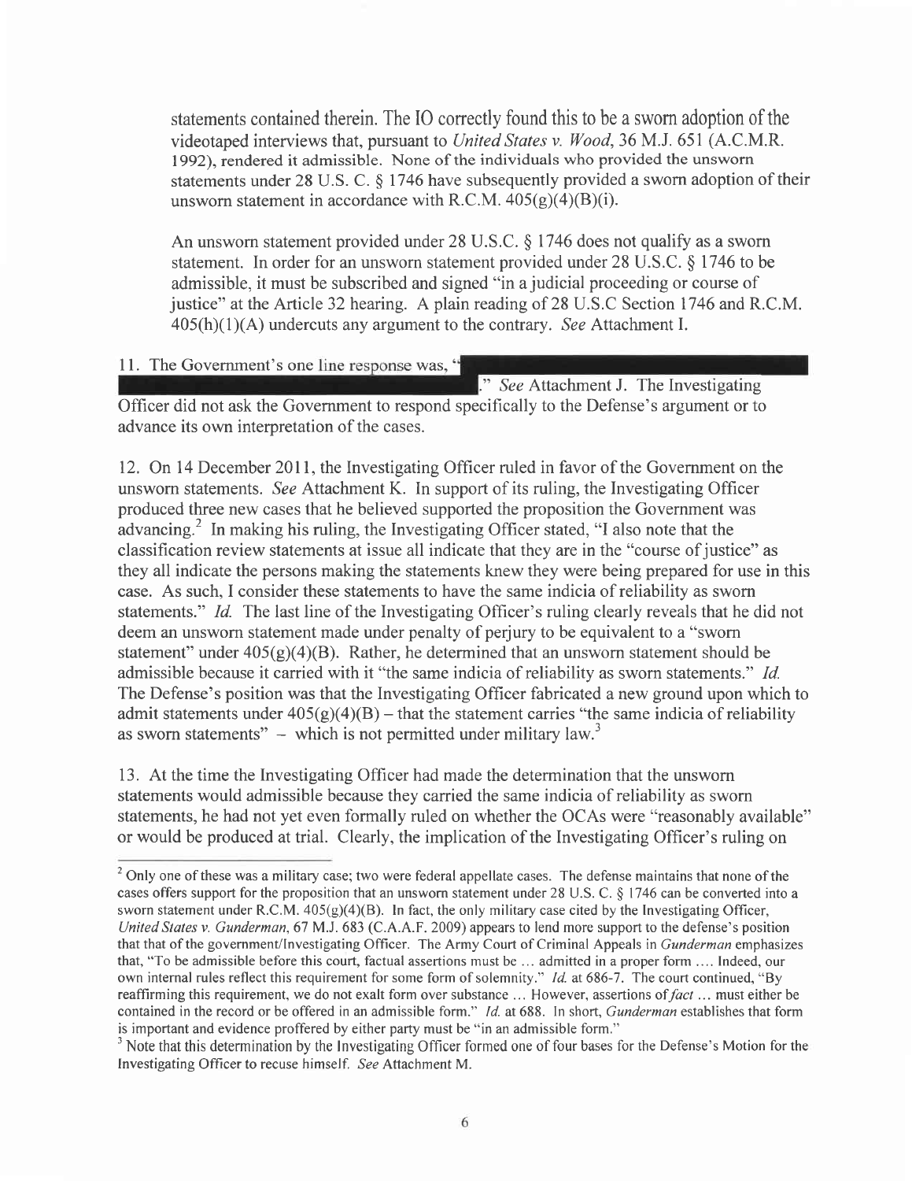statements contained therein. The IO correctly found this to be a sworn adoption of the videotaped interviews that, pursuant to *United States v. Wood*, 36 M.J. 651 (A.C.M.R. 1992), rendered it admissible. None of the individuals who provided the unsworn statements under 28 U.S. C. § 1746 have subsequently provided a sworn adoption of their unsworn statement in accordance with R.C.M. 405(g)(4)(B)(i).

> An unsworn statement provided under 28 U.S.C. § 1746 does not qualify as a sworn statement. In order for an unsworn statement provided under 28 U.S.C. § 1746 to be admissible, it must be subscribed and signed "in a judicial proceeding or course of justice" at the Article 32 hearing. A plain reading of 28 U.S.C Section 1746 and R.C.M. 405(h)(1)(A) undercuts any argument to the contrary. *See* Attachment I.

11. The Government's one line response was, "[REDACTED]." *See* Attachment J. The Investigating Officer did not ask the Government to respond specifically to the Defense's argument or to advance its own interpretation of the cases.

12. On 14 December 2011, the Investigating Officer ruled in favor of the Government on the unsworn statements. *See* Attachment K. In support of its ruling, the Investigating Officer produced three new cases that he believed supported the proposition the Government was advancing.[2] In making his ruling, the Investigating Officer stated, "I also note that the classification review statements at issue all indicate that they are in the "course of justice" as they all indicate the persons making the statements knew they were being prepared for use in this case. As such, I consider these statements to have the same indicia of reliability as sworn statements." *Id.* The last line of the Investigating Officer's ruling clearly reveals that he did not deem an unsworn statement made under penalty of perjury to be equivalent to a "sworn statement" under 405(g)(4)(B). Rather, he determined that an unsworn statement should be admissible because it carried with it "the same indicia of reliability as sworn statements." *Id.* The Defense's position was that the Investigating Officer fabricated a new ground upon which to admit statements under 405(g)(4)(B) – that the statement carries "the same indicia of reliability as sworn statements" – which is not permitted under military law.[3]

13. At the time the Investigating Officer had made the determination that the unsworn statements would admissible because they carried the same indicia of reliability as sworn statements, he had not yet even formally ruled on whether the OCAs were "reasonably available" or would be produced at trial. Clearly, the implication of the Investigating Officer's ruling on

---

[2] Only one of these was a military case; two were federal appellate cases. The defense maintains that none of the cases offers support for the proposition that an unsworn statement under 28 U.S. C. § 1746 can be converted into a sworn statement under R.C.M. 405(g)(4)(B). In fact, the only military case cited by the Investigating Officer, *United States v. Gunderman*, 67 M.J. 683 (C.A.A.F. 2009) appears to lend more support to the defense's position that that of the government/Investigating Officer. The Army Court of Criminal Appeals in *Gunderman* emphasizes that, "To be admissible before this court, factual assertions must be … admitted in a proper form …. Indeed, our own internal rules reflect this requirement for some form of solemnity." *Id.* at 686-7. The court continued, "By reaffirming this requirement, we do not exalt form over substance … However, assertions of *fact* … must either be contained in the record or be offered in an admissible form." *Id.* at 688. In short, *Gunderman* establishes that form is important and evidence proffered by either party must be "in an admissible form."

[3] Note that this determination by the Investigating Officer formed one of four bases for the Defense's Motion for the Investigating Officer to recuse himself. *See* Attachment M.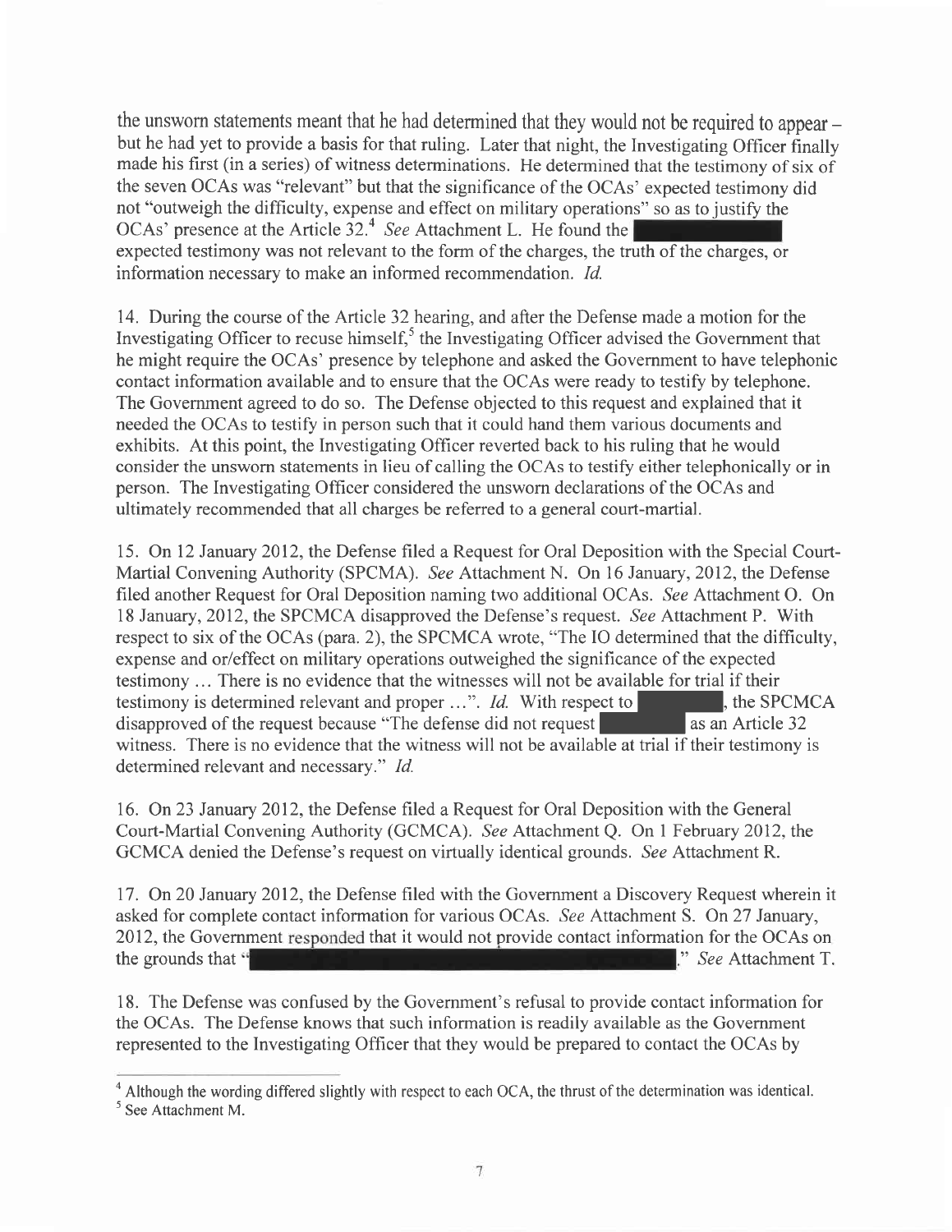the unsworn statements meant that he had determined that they would not be required to appear – but he had yet to provide a basis for that ruling. Later that night, the Investigating Officer finally made his first (in a series) of witness determinations. He determined that the testimony of six of the seven OCAs was "relevant" but that the significance of the OCAs' expected testimony did not "outweigh the difficulty, expense and effect on military operations" so as to justify the OCAs' presence at the Article 32.[4] *See* Attachment L. He found the [REDACTED] expected testimony was not relevant to the form of the charges, the truth of the charges, or information necessary to make an informed recommendation. *Id.*

14. During the course of the Article 32 hearing, and after the Defense made a motion for the Investigating Officer to recuse himself,[5] the Investigating Officer advised the Government that he might require the OCAs' presence by telephone and asked the Government to have telephonic contact information available and to ensure that the OCAs were ready to testify by telephone. The Government agreed to do so. The Defense objected to this request and explained that it needed the OCAs to testify in person such that it could hand them various documents and exhibits. At this point, the Investigating Officer reverted back to his ruling that he would consider the unsworn statements in lieu of calling the OCAs to testify either telephonically or in person. The Investigating Officer considered the unsworn declarations of the OCAs and ultimately recommended that all charges be referred to a general court-martial.

15. On 12 January 2012, the Defense filed a Request for Oral Deposition with the Special Court-Martial Convening Authority (SPCMA). *See* Attachment N. On 16 January, 2012, the Defense filed another Request for Oral Deposition naming two additional OCAs. *See* Attachment O. On 18 January, 2012, the SPCMCA disapproved the Defense's request. *See* Attachment P. With respect to six of the OCAs (para. 2), the SPCMCA wrote, "The IO determined that the difficulty, expense and or/effect on military operations outweighed the significance of the expected testimony … There is no evidence that the witnesses will not be available for trial if their testimony is determined relevant and proper …". *Id.* With respect to [REDACTED], the SPCMCA disapproved of the request because "The defense did not request [REDACTED] as an Article 32 witness. There is no evidence that the witness will not be available at trial if their testimony is determined relevant and necessary." *Id.*

16. On 23 January 2012, the Defense filed a Request for Oral Deposition with the General Court-Martial Convening Authority (GCMCA). *See* Attachment Q. On 1 February 2012, the GCMCA denied the Defense's request on virtually identical grounds. *See* Attachment R.

17. On 20 January 2012, the Defense filed with the Government a Discovery Request wherein it asked for complete contact information for various OCAs. *See* Attachment S. On 27 January, 2012, the Government responded that it would not provide contact information for the OCAs on the grounds that "[REDACTED]." *See* Attachment T.

18. The Defense was confused by the Government's refusal to provide contact information for the OCAs. The Defense knows that such information is readily available as the Government represented to the Investigating Officer that they would be prepared to contact the OCAs by

---

[4] Although the wording differed slightly with respect to each OCA, the thrust of the determination was identical.

[5] See Attachment M.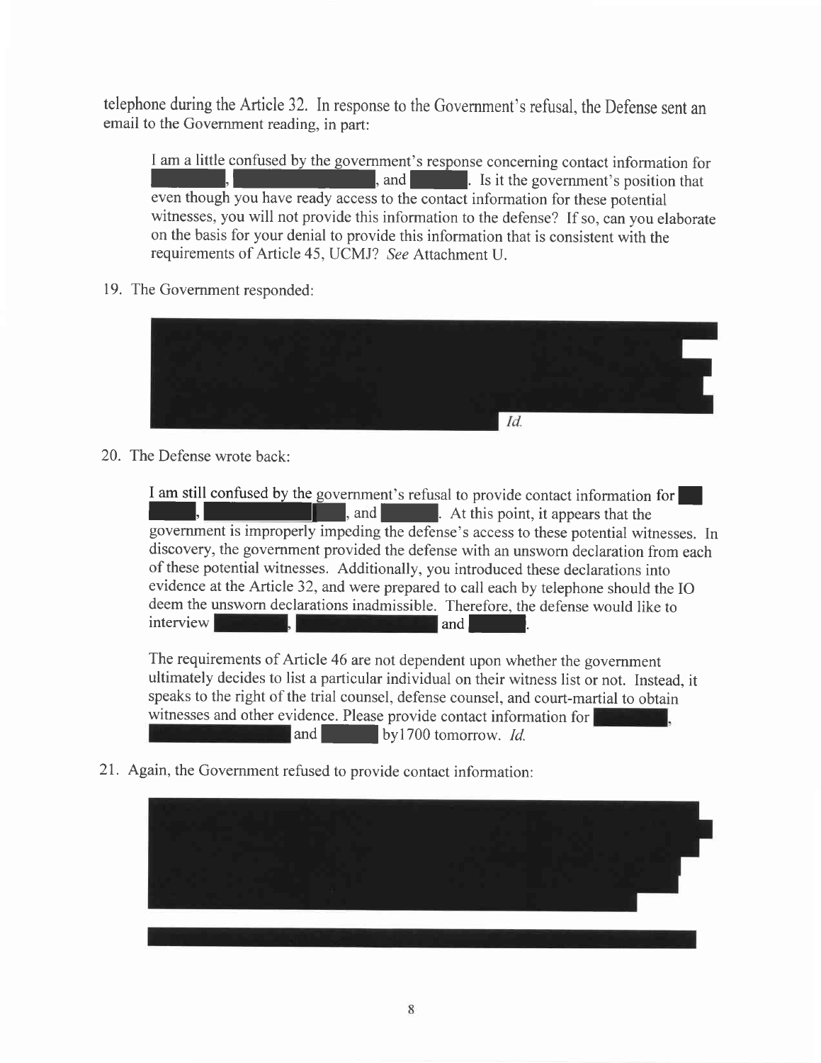telephone during the Article 32. In response to the Government's refusal, the Defense sent an email to the Government reading, in part:

> I am a little confused by the government's response concerning contact information for [REDACTED], [REDACTED], and [REDACTED]. Is it the government's position that even though you have ready access to the contact information for these potential witnesses, you will not provide this information to the defense? If so, can you elaborate on the basis for your denial to provide this information that is consistent with the requirements of Article 45, UCMJ? *See* Attachment U.

19. The Government responded:

> [REDACTED] *Id.*

20. The Defense wrote back:

> I am still confused by the government's refusal to provide contact information for [REDACTED], [REDACTED], and [REDACTED]. At this point, it appears that the government is improperly impeding the defense's access to these potential witnesses. In discovery, the government provided the defense with an unsworn declaration from each of these potential witnesses. Additionally, you introduced these declarations into evidence at the Article 32, and were prepared to call each by telephone should the IO deem the unsworn declarations inadmissible. Therefore, the defense would like to interview [REDACTED], [REDACTED] and [REDACTED].
>
> The requirements of Article 46 are not dependent upon whether the government ultimately decides to list a particular individual on their witness list or not. Instead, it speaks to the right of the trial counsel, defense counsel, and court-martial to obtain witnesses and other evidence. Please provide contact information for [REDACTED], [REDACTED] and [REDACTED] by1700 tomorrow. *Id.*

21. Again, the Government refused to provide contact information:

> [REDACTED]
>
> [REDACTED]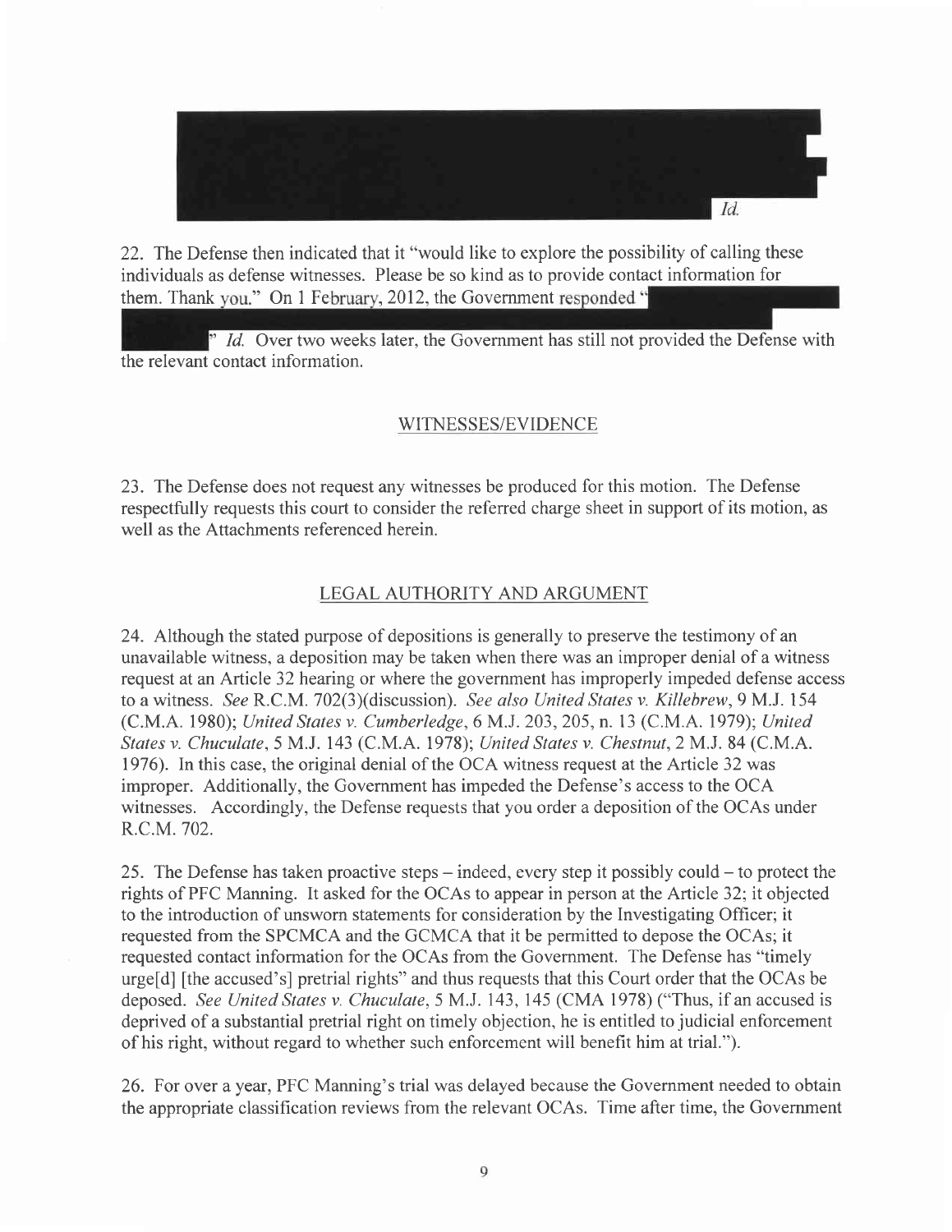*Id.*

22. The Defense then indicated that it "would like to explore the possibility of calling these individuals as defense witnesses. Please be so kind as to provide contact information for them. Thank you." On 1 February, 2012, the Government responded "

" *Id.* Over two weeks later, the Government has still not provided the Defense with the relevant contact information.

## WITNESSES/EVIDENCE

23. The Defense does not request any witnesses be produced for this motion. The Defense respectfully requests this court to consider the referred charge sheet in support of its motion, as well as the Attachments referenced herein.

## LEGAL AUTHORITY AND ARGUMENT

24. Although the stated purpose of depositions is generally to preserve the testimony of an unavailable witness, a deposition may be taken when there was an improper denial of a witness request at an Article 32 hearing or where the government has improperly impeded defense access to a witness. *See* R.C.M. 702(3)(discussion). *See also United States v. Killebrew*, 9 M.J. 154 (C.M.A. 1980); *United States v. Cumberledge*, 6 M.J. 203, 205, n. 13 (C.M.A. 1979); *United States v. Chuculate*, 5 M.J. 143 (C.M.A. 1978); *United States v. Chestnut*, 2 M.J. 84 (C.M.A. 1976). In this case, the original denial of the OCA witness request at the Article 32 was improper. Additionally, the Government has impeded the Defense's access to the OCA witnesses. Accordingly, the Defense requests that you order a deposition of the OCAs under R.C.M. 702.

25. The Defense has taken proactive steps – indeed, every step it possibly could – to protect the rights of PFC Manning. It asked for the OCAs to appear in person at the Article 32; it objected to the introduction of unsworn statements for consideration by the Investigating Officer; it requested from the SPCMCA and the GCMCA that it be permitted to depose the OCAs; it requested contact information for the OCAs from the Government. The Defense has "timely urge[d] [the accused's] pretrial rights" and thus requests that this Court order that the OCAs be deposed. *See United States v. Chuculate*, 5 M.J. 143, 145 (CMA 1978) ("Thus, if an accused is deprived of a substantial pretrial right on timely objection, he is entitled to judicial enforcement of his right, without regard to whether such enforcement will benefit him at trial.").

26. For over a year, PFC Manning's trial was delayed because the Government needed to obtain the appropriate classification reviews from the relevant OCAs. Time after time, the Government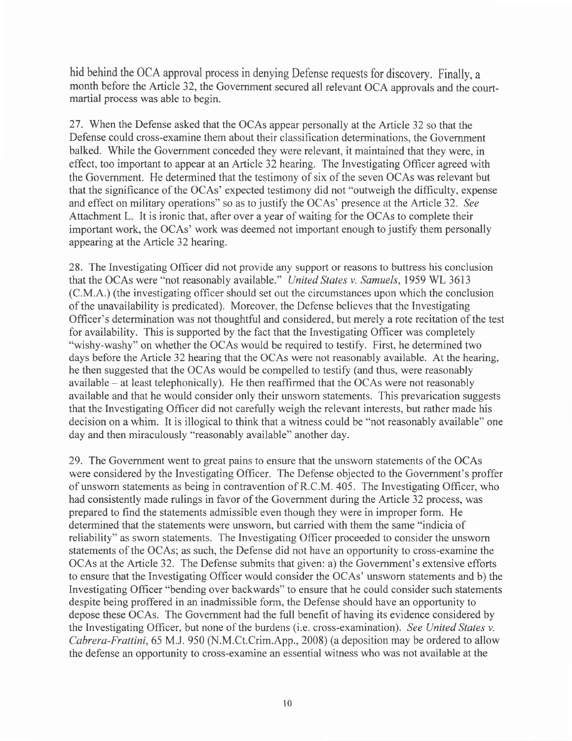hid behind the OCA approval process in denying Defense requests for discovery. Finally, a month before the Article 32, the Government secured all relevant OCA approvals and the court-martial process was able to begin.

27. When the Defense asked that the OCAs appear personally at the Article 32 so that the Defense could cross-examine them about their classification determinations, the Government balked. While the Government conceded they were relevant, it maintained that they were, in effect, too important to appear at an Article 32 hearing. The Investigating Officer agreed with the Government. He determined that the testimony of six of the seven OCAs was relevant but that the significance of the OCAs' expected testimony did not "outweigh the difficulty, expense and effect on military operations" so as to justify the OCAs' presence at the Article 32. *See* Attachment L. It is ironic that, after over a year of waiting for the OCAs to complete their important work, the OCAs' work was deemed not important enough to justify them personally appearing at the Article 32 hearing.

28. The Investigating Officer did not provide any support or reasons to buttress his conclusion that the OCAs were "not reasonably available." *United States v. Samuels*, 1959 WL 3613 (C.M.A.) (the investigating officer should set out the circumstances upon which the conclusion of the unavailability is predicated). Moreover, the Defense believes that the Investigating Officer's determination was not thoughtful and considered, but merely a rote recitation of the test for availability. This is supported by the fact that the Investigating Officer was completely "wishy-washy" on whether the OCAs would be required to testify. First, he determined two days before the Article 32 hearing that the OCAs were not reasonably available. At the hearing, he then suggested that the OCAs would be compelled to testify (and thus, were reasonably available – at least telephonically). He then reaffirmed that the OCAs were not reasonably available and that he would consider only their unsworn statements. This prevarication suggests that the Investigating Officer did not carefully weigh the relevant interests, but rather made his decision on a whim. It is illogical to think that a witness could be "not reasonably available" one day and then miraculously "reasonably available" another day.

29. The Government went to great pains to ensure that the unsworn statements of the OCAs were considered by the Investigating Officer. The Defense objected to the Government's proffer of unsworn statements as being in contravention of R.C.M. 405. The Investigating Officer, who had consistently made rulings in favor of the Government during the Article 32 process, was prepared to find the statements admissible even though they were in improper form. He determined that the statements were unsworn, but carried with them the same "indicia of reliability" as sworn statements. The Investigating Officer proceeded to consider the unsworn statements of the OCAs; as such, the Defense did not have an opportunity to cross-examine the OCAs at the Article 32. The Defense submits that given: a) the Government's extensive efforts to ensure that the Investigating Officer would consider the OCAs' unsworn statements and b) the Investigating Officer "bending over backwards" to ensure that he could consider such statements despite being proffered in an inadmissible form, the Defense should have an opportunity to depose these OCAs. The Government had the full benefit of having its evidence considered by the Investigating Officer, but none of the burdens (i.e. cross-examination). *See United States v. Cabrera-Frattini*, 65 M.J. 950 (N.M.Ct.Crim.App., 2008) (a deposition may be ordered to allow the defense an opportunity to cross-examine an essential witness who was not available at the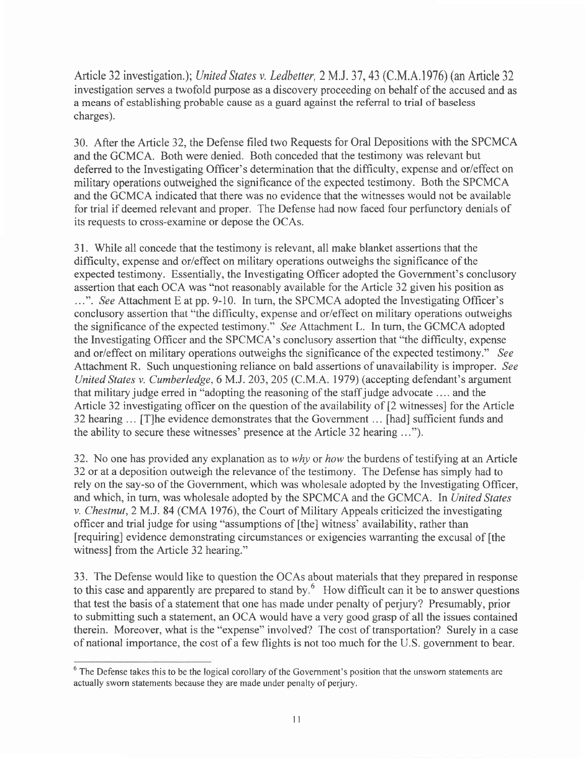Article 32 investigation.); *United States v. Ledbetter,* 2 M.J. 37, 43 (C.M.A.1976) (an Article 32 investigation serves a twofold purpose as a discovery proceeding on behalf of the accused and as a means of establishing probable cause as a guard against the referral to trial of baseless charges).

30. After the Article 32, the Defense filed two Requests for Oral Depositions with the SPCMCA and the GCMCA. Both were denied. Both conceded that the testimony was relevant but deferred to the Investigating Officer's determination that the difficulty, expense and or/effect on military operations outweighed the significance of the expected testimony. Both the SPCMCA and the GCMCA indicated that there was no evidence that the witnesses would not be available for trial if deemed relevant and proper. The Defense had now faced four perfunctory denials of its requests to cross-examine or depose the OCAs.

31. While all concede that the testimony is relevant, all make blanket assertions that the difficulty, expense and or/effect on military operations outweighs the significance of the expected testimony. Essentially, the Investigating Officer adopted the Government's conclusory assertion that each OCA was "not reasonably available for the Article 32 given his position as ...". *See* Attachment E at pp. 9-10. In turn, the SPCMCA adopted the Investigating Officer's conclusory assertion that "the difficulty, expense and or/effect on military operations outweighs the significance of the expected testimony." *See* Attachment L. In turn, the GCMCA adopted the Investigating Officer and the SPCMCA's conclusory assertion that "the difficulty, expense and or/effect on military operations outweighs the significance of the expected testimony." *See* Attachment R. Such unquestioning reliance on bald assertions of unavailability is improper. *See United States v. Cumberledge*, 6 M.J. 203, 205 (C.M.A. 1979) (accepting defendant's argument that military judge erred in "adopting the reasoning of the staff judge advocate .... and the Article 32 investigating officer on the question of the availability of [2 witnesses] for the Article 32 hearing ... [T]he evidence demonstrates that the Government ... [had] sufficient funds and the ability to secure these witnesses' presence at the Article 32 hearing ...").

32. No one has provided any explanation as to *why* or *how* the burdens of testifying at an Article 32 or at a deposition outweigh the relevance of the testimony. The Defense has simply had to rely on the say-so of the Government, which was wholesale adopted by the Investigating Officer, and which, in turn, was wholesale adopted by the SPCMCA and the GCMCA. In *United States v. Chestnut*, 2 M.J. 84 (CMA 1976), the Court of Military Appeals criticized the investigating officer and trial judge for using "assumptions of [the] witness' availability, rather than [requiring] evidence demonstrating circumstances or exigencies warranting the excusal of [the witness] from the Article 32 hearing."

33. The Defense would like to question the OCAs about materials that they prepared in response to this case and apparently are prepared to stand by.[6] How difficult can it be to answer questions that test the basis of a statement that one has made under penalty of perjury? Presumably, prior to submitting such a statement, an OCA would have a very good grasp of all the issues contained therein. Moreover, what is the "expense" involved? The cost of transportation? Surely in a case of national importance, the cost of a few flights is not too much for the U.S. government to bear.

[6] The Defense takes this to be the logical corollary of the Government's position that the unsworn statements are actually sworn statements because they are made under penalty of perjury.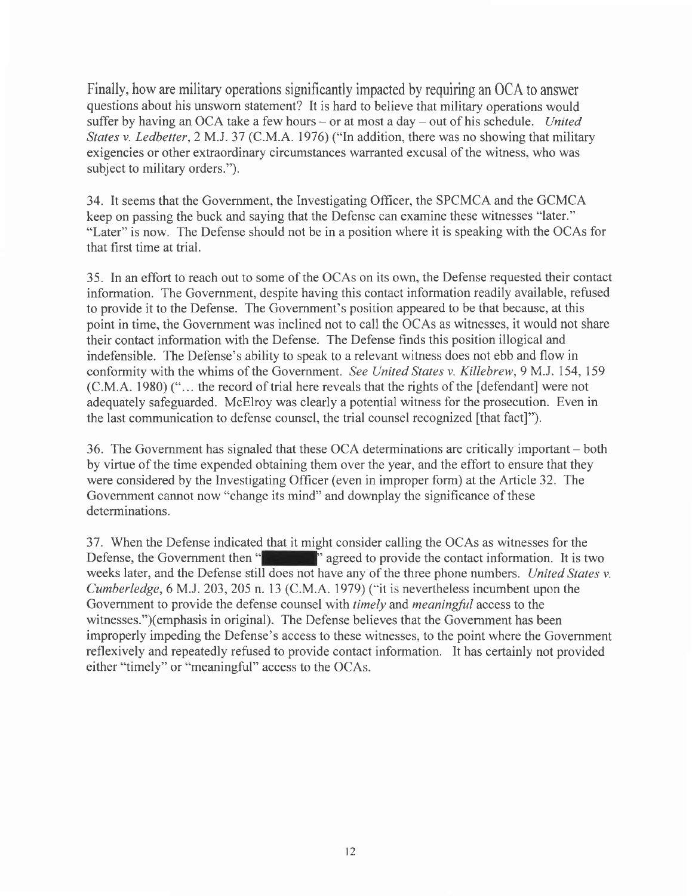Finally, how are military operations significantly impacted by requiring an OCA to answer questions about his unsworn statement? It is hard to believe that military operations would suffer by having an OCA take a few hours – or at most a day – out of his schedule. *United States v. Ledbetter*, 2 M.J. 37 (C.M.A. 1976) ("In addition, there was no showing that military exigencies or other extraordinary circumstances warranted excusal of the witness, who was subject to military orders.").

34. It seems that the Government, the Investigating Officer, the SPCMCA and the GCMCA keep on passing the buck and saying that the Defense can examine these witnesses "later." "Later" is now. The Defense should not be in a position where it is speaking with the OCAs for that first time at trial.

35. In an effort to reach out to some of the OCAs on its own, the Defense requested their contact information. The Government, despite having this contact information readily available, refused to provide it to the Defense. The Government's position appeared to be that because, at this point in time, the Government was inclined not to call the OCAs as witnesses, it would not share their contact information with the Defense. The Defense finds this position illogical and indefensible. The Defense's ability to speak to a relevant witness does not ebb and flow in conformity with the whims of the Government. *See United States v. Killebrew*, 9 M.J. 154, 159 (C.M.A. 1980) ("... the record of trial here reveals that the rights of the [defendant] were not adequately safeguarded. McElroy was clearly a potential witness for the prosecution. Even in the last communication to defense counsel, the trial counsel recognized [that fact]").

36. The Government has signaled that these OCA determinations are critically important – both by virtue of the time expended obtaining them over the year, and the effort to ensure that they were considered by the Investigating Officer (even in improper form) at the Article 32. The Government cannot now "change its mind" and downplay the significance of these determinations.

37. When the Defense indicated that it might consider calling the OCAs as witnesses for the Defense, the Government then "[REDACTED]" agreed to provide the contact information. It is two weeks later, and the Defense still does not have any of the three phone numbers. *United States v. Cumberledge*, 6 M.J. 203, 205 n. 13 (C.M.A. 1979) ("it is nevertheless incumbent upon the Government to provide the defense counsel with *timely* and *meaningful* access to the witnesses.")(emphasis in original). The Defense believes that the Government has been improperly impeding the Defense's access to these witnesses, to the point where the Government reflexively and repeatedly refused to provide contact information. It has certainly not provided either "timely" or "meaningful" access to the OCAs.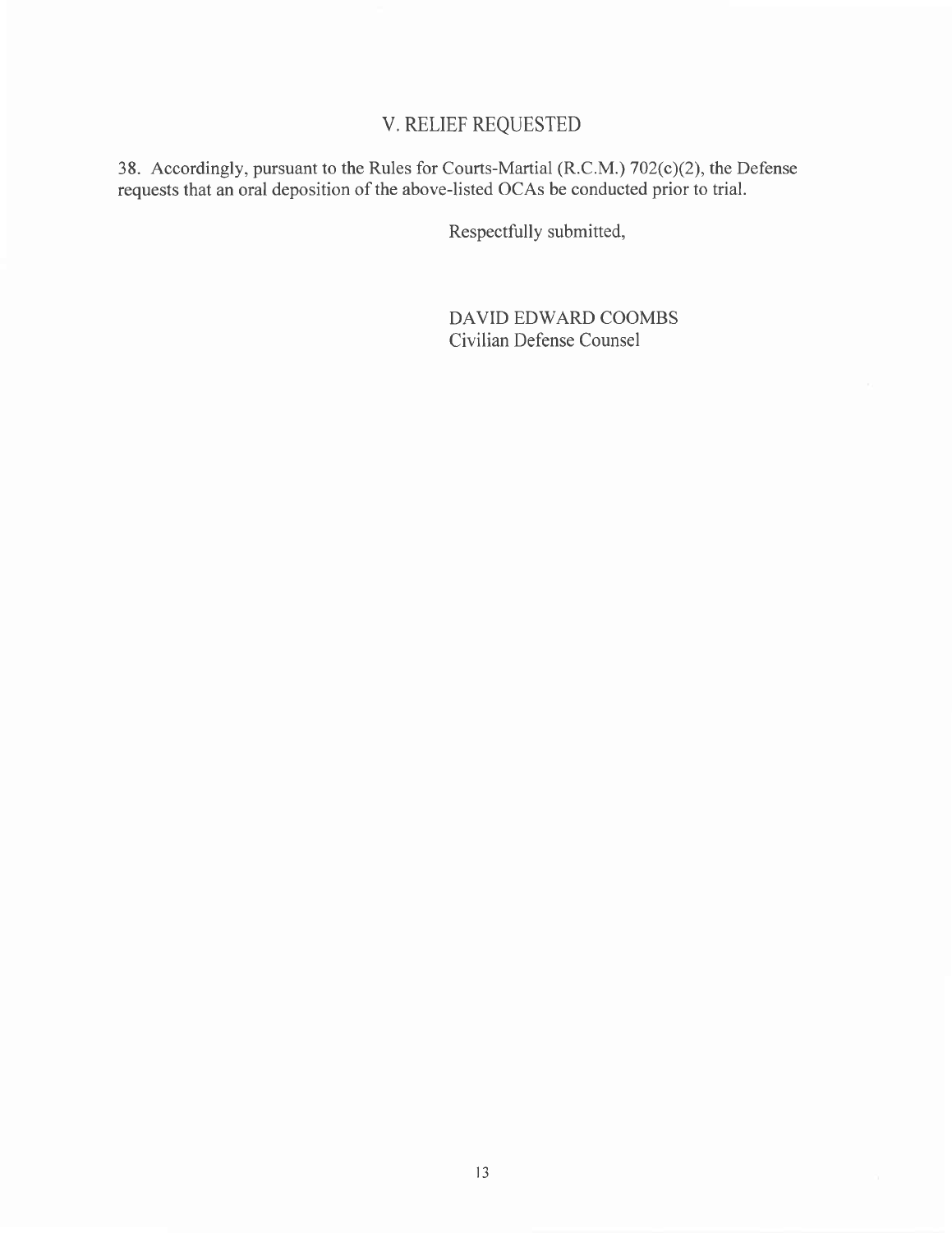## V. RELIEF REQUESTED

38. Accordingly, pursuant to the Rules for Courts-Martial (R.C.M.) 702(c)(2), the Defense requests that an oral deposition of the above-listed OCAs be conducted prior to trial.

Respectfully submitted,

DAVID EDWARD COOMBS
Civilian Defense Counsel